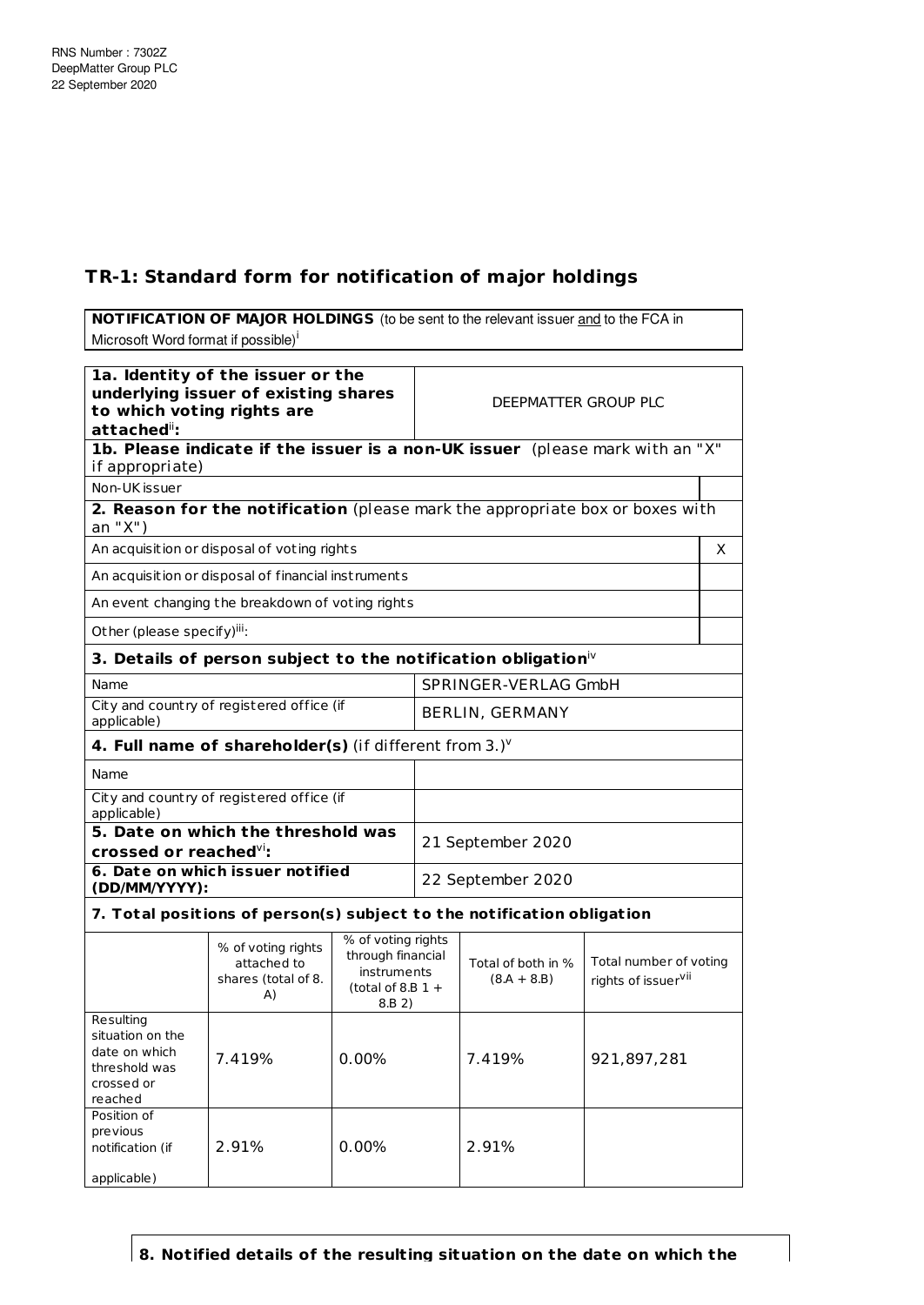RNS Number : 7302Z
DeepMatter Group PLC
22 September 2020

## TR-1: Standard form for notification of major holdings

| **NOTIFICATION OF MAJOR HOLDINGS** (to be sent to the relevant issuer and to the FCA in Microsoft Word format if possible)[i] |
| --- |

| **1a. Identity of the issuer or the underlying issuer of existing shares to which voting rights are attached**[ii]**:** | DEEPMATTER GROUP PLC |
| --- | --- |

| **1b. Please indicate if the issuer is a non-UK issuer** (please mark with an "X" if appropriate) | |
| --- | --- |
| Non-UK issuer | |
| **2. Reason for the notification** (please mark the appropriate box or boxes with an "X") | |
| An acquisition or disposal of voting rights | X |
| An acquisition or disposal of financial instruments | |
| An event changing the breakdown of voting rights | |
| Other (please specify)[iii]: | |

| **3. Details of person subject to the notification obligation**[iv] | |
| --- | --- |
| Name | SPRINGER-VERLAG GmbH |
| City and country of registered office (if applicable) | BERLIN, GERMANY |
| **4. Full name of shareholder(s)** (if different from 3.)[v] | |
| Name | |
| City and country of registered office (if applicable) | |
| **5. Date on which the threshold was crossed or reached**[vi]**:** | 21 September 2020 |
| **6. Date on which issuer notified (DD/MM/YYYY):** | 22 September 2020 |

**7. Total positions of person(s) subject to the notification obligation**

| | % of voting rights attached to shares (total of 8. A) | % of voting rights through financial instruments (total of 8.B 1 + 8.B 2) | Total of both in % (8.A + 8.B) | Total number of voting rights of issuer[vii] |
| --- | --- | --- | --- | --- |
| Resulting situation on the date on which threshold was crossed or reached | 7.419% | 0.00% | 7.419% | 921,897,281 |
| Position of previous notification (if applicable) | 2.91% | 0.00% | 2.91% | |

**8. Notified details of the resulting situation on the date on which the**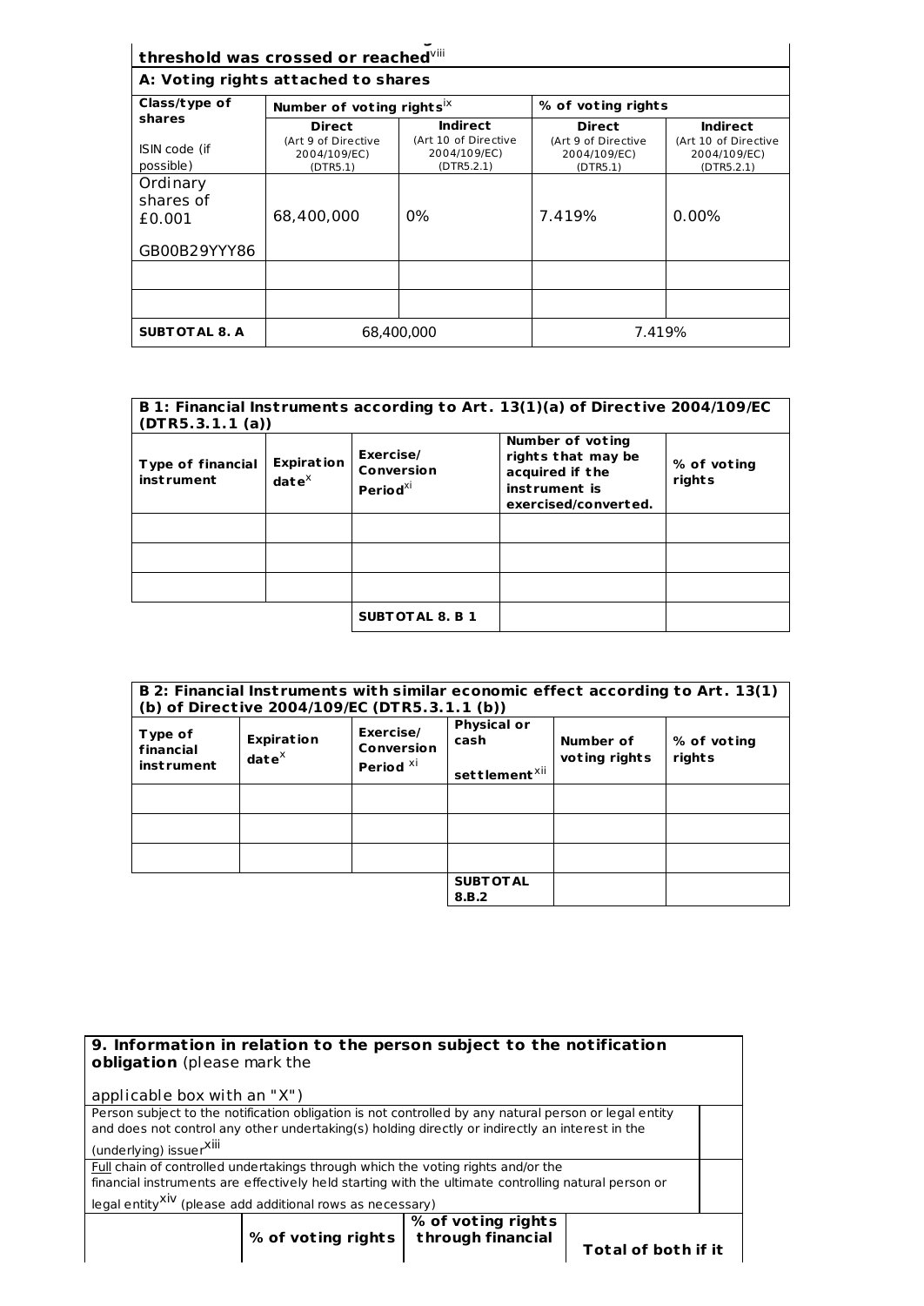**threshold was crossed or reached**[viii]

| **A: Voting rights attached to shares** | | | | |
|---|---|---|---|---|
| **Class/type of shares** ISIN code (if possible) | **Number of voting rights**[ix] | | **% of voting rights** | |
| | **Direct** (Art 9 of Directive 2004/109/EC) (DTR5.1) | **Indirect** (Art 10 of Directive 2004/109/EC) (DTR5.2.1) | **Direct** (Art 9 of Directive 2004/109/EC) (DTR5.1) | **Indirect** (Art 10 of Directive 2004/109/EC) (DTR5.2.1) |
| Ordinary shares of £0.001 GB00B29YYY86 | 68,400,000 | 0% | 7.419% | 0.00% |
| | | | | |
| | | | | |
| **SUBTOTAL 8. A** | 68,400,000 | | 7.419% | |

| **B 1: Financial Instruments according to Art. 13(1)(a) of Directive 2004/109/EC (DTR5.3.1.1 (a))** | | | | |
|---|---|---|---|---|
| **Type of financial instrument** | **Expiration date**[x] | **Exercise/ Conversion Period**[xi] | **Number of voting rights that may be acquired if the instrument is exercised/converted.** | **% of voting rights** |
| | | | | |
| | | | | |
| | | | | |
| | | **SUBTOTAL 8. B 1** | | |

| **B 2: Financial Instruments with similar economic effect according to Art. 13(1) (b) of Directive 2004/109/EC (DTR5.3.1.1 (b))** | | | | | |
|---|---|---|---|---|---|
| **Type of financial instrument** | **Expiration date**[x] | **Exercise/ Conversion Period** [xi] | **Physical or cash settlement**[xii] | **Number of voting rights** | **% of voting rights** |
| | | | | | |
| | | | | | |
| | | | | | |
| | | | **SUBTOTAL 8.B.2** | | |

| **9. Information in relation to the person subject to the notification obligation** (please mark the applicable box with an "X") | | | |
|---|---|---|---|
| Person subject to the notification obligation is not controlled by any natural person or legal entity and does not control any other undertaking(s) holding directly or indirectly an interest in the (underlying) issuer[xiii] | | | |
| Full chain of controlled undertakings through which the voting rights and/or the financial instruments are effectively held starting with the ultimate controlling natural person or legal entity[xiv] (please add additional rows as necessary) | | | |
| | **% of voting rights** | **% of voting rights through financial** | **Total of both if it** |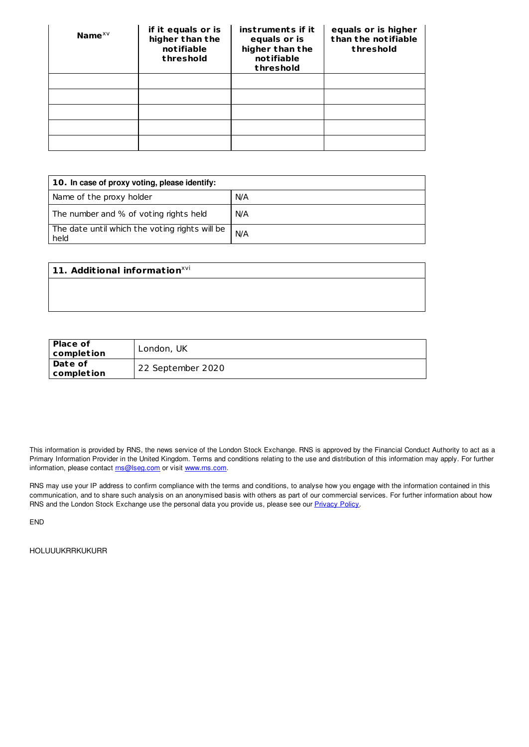| Name[xv] | if it equals or is higher than the notifiable threshold | instruments if it equals or is higher than the notifiable threshold | equals or is higher than the notifiable threshold |
|---|---|---|---|
| | | | |
| | | | |
| | | | |
| | | | |
| | | | |

| 10. In case of proxy voting, please identify: | |
|---|---|
| Name of the proxy holder | N/A |
| The number and % of voting rights held | N/A |
| The date until which the voting rights will be held | N/A |

| 11. Additional information[xvi] |
|---|
| |

| | |
|---|---|
| **Place of completion** | London, UK |
| **Date of completion** | 22 September 2020 |

This information is provided by RNS, the news service of the London Stock Exchange. RNS is approved by the Financial Conduct Authority to act as a Primary Information Provider in the United Kingdom. Terms and conditions relating to the use and distribution of this information may apply. For further information, please contact rns@lseg.com or visit www.rns.com.

RNS may use your IP address to confirm compliance with the terms and conditions, to analyse how you engage with the information contained in this communication, and to share such analysis on an anonymised basis with others as part of our commercial services. For further information about how RNS and the London Stock Exchange use the personal data you provide us, please see our Privacy Policy.

END

HOLUUUKRRKUKURR